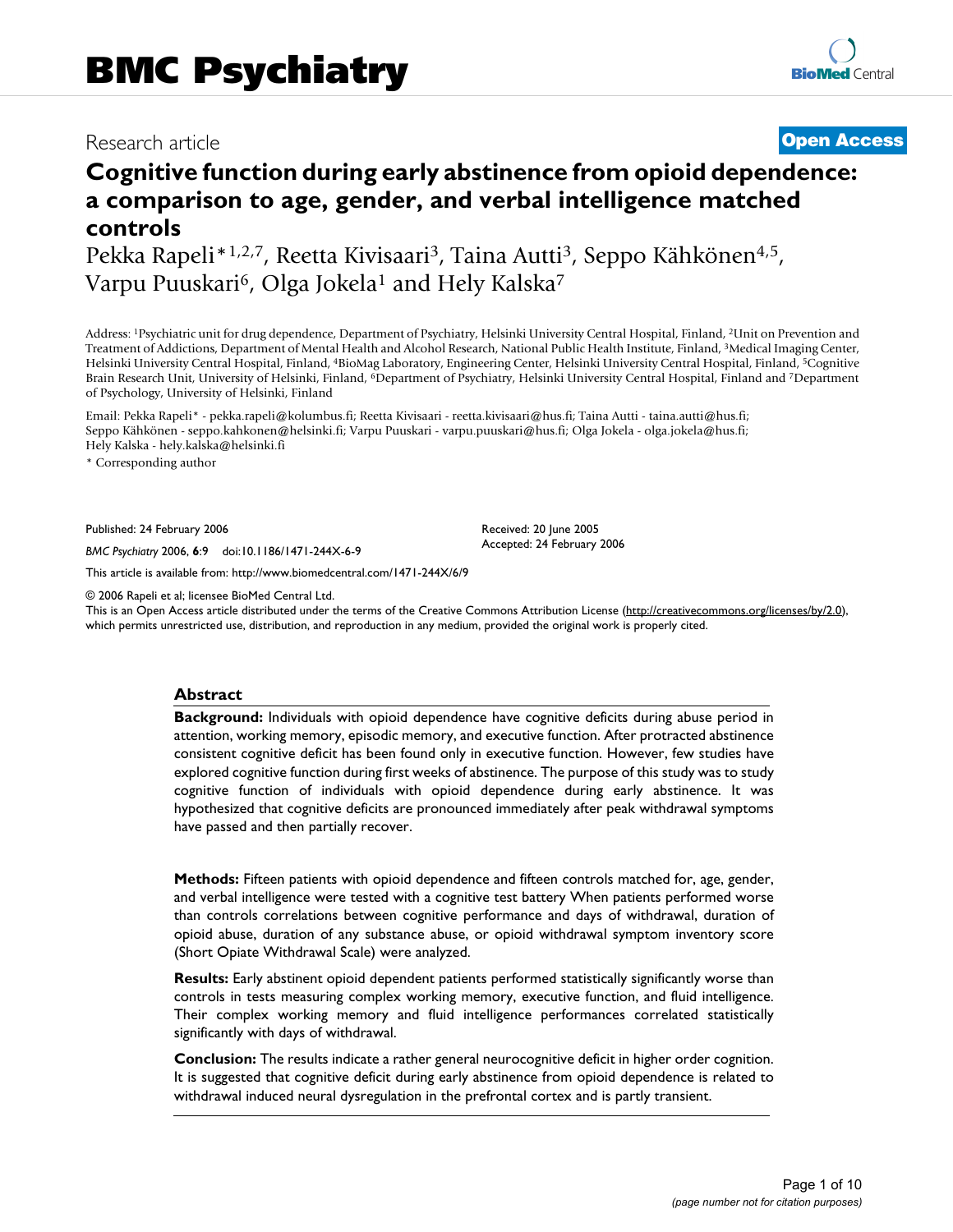BMC Psychiatry

Research article

**Open Access**

# Cognitive function during early abstinence from opioid dependence: a comparison to age, gender, and verbal intelligence matched controls

Pekka Rapeli*[1,2,7], Reetta Kivisaari[3], Taina Autti[3], Seppo Kähkönen[4,5], Varpu Puuskari[6], Olga Jokela[1] and Hely Kalska[7]

Address: [1]Psychiatric unit for drug dependence, Department of Psychiatry, Helsinki University Central Hospital, Finland, [2]Unit on Prevention and Treatment of Addictions, Department of Mental Health and Alcohol Research, National Public Health Institute, Finland, [3]Medical Imaging Center, Helsinki University Central Hospital, Finland, [4]BioMag Laboratory, Engineering Center, Helsinki University Central Hospital, Finland, [5]Cognitive Brain Research Unit, University of Helsinki, Finland, [6]Department of Psychiatry, Helsinki University Central Hospital, Finland and [7]Department of Psychology, University of Helsinki, Finland

Email: Pekka Rapeli* - pekka.rapeli@kolumbus.fi; Reetta Kivisaari - reetta.kivisaari@hus.fi; Taina Autti - taina.autti@hus.fi; Seppo Kähkönen - seppo.kahkonen@helsinki.fi; Varpu Puuskari - varpu.puuskari@hus.fi; Olga Jokela - olga.jokela@hus.fi; Hely Kalska - hely.kalska@helsinki.fi

* Corresponding author

Published: 24 February 2006

*BMC Psychiatry* 2006, **6**:9 doi:10.1186/1471-244X-6-9

Received: 20 June 2005
Accepted: 24 February 2006

This article is available from: http://www.biomedcentral.com/1471-244X/6/9

© 2006 Rapeli et al; licensee BioMed Central Ltd.
This is an Open Access article distributed under the terms of the Creative Commons Attribution License (http://creativecommons.org/licenses/by/2.0), which permits unrestricted use, distribution, and reproduction in any medium, provided the original work is properly cited.

## Abstract

**Background:** Individuals with opioid dependence have cognitive deficits during abuse period in attention, working memory, episodic memory, and executive function. After protracted abstinence consistent cognitive deficit has been found only in executive function. However, few studies have explored cognitive function during first weeks of abstinence. The purpose of this study was to study cognitive function of individuals with opioid dependence during early abstinence. It was hypothesized that cognitive deficits are pronounced immediately after peak withdrawal symptoms have passed and then partially recover.

**Methods:** Fifteen patients with opioid dependence and fifteen controls matched for, age, gender, and verbal intelligence were tested with a cognitive test battery When patients performed worse than controls correlations between cognitive performance and days of withdrawal, duration of opioid abuse, duration of any substance abuse, or opioid withdrawal symptom inventory score (Short Opiate Withdrawal Scale) were analyzed.

**Results:** Early abstinent opioid dependent patients performed statistically significantly worse than controls in tests measuring complex working memory, executive function, and fluid intelligence. Their complex working memory and fluid intelligence performances correlated statistically significantly with days of withdrawal.

**Conclusion:** The results indicate a rather general neurocognitive deficit in higher order cognition. It is suggested that cognitive deficit during early abstinence from opioid dependence is related to withdrawal induced neural dysregulation in the prefrontal cortex and is partly transient.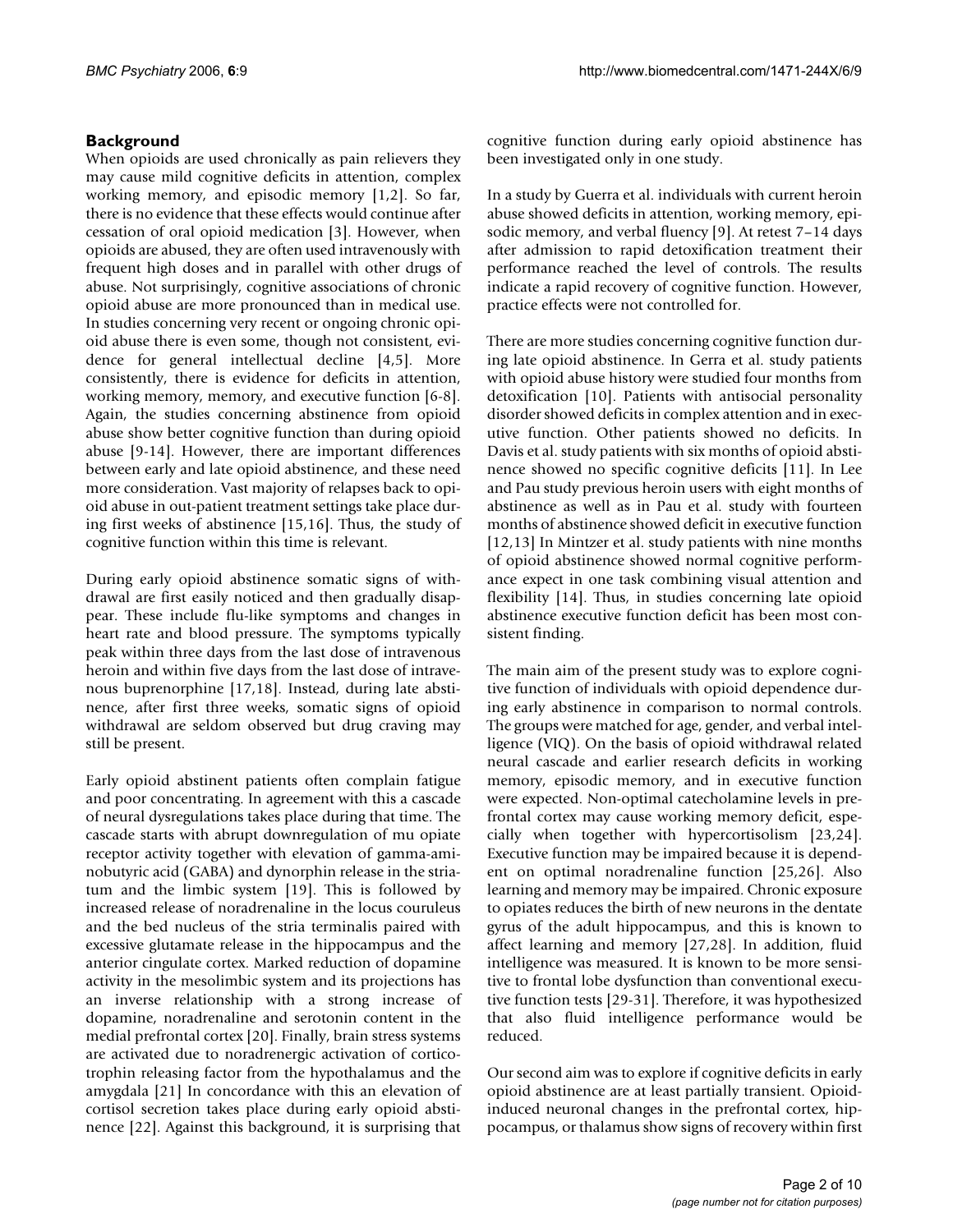## Background

When opioids are used chronically as pain relievers they may cause mild cognitive deficits in attention, complex working memory, and episodic memory [1,2]. So far, there is no evidence that these effects would continue after cessation of oral opioid medication [3]. However, when opioids are abused, they are often used intravenously with frequent high doses and in parallel with other drugs of abuse. Not surprisingly, cognitive associations of chronic opioid abuse are more pronounced than in medical use. In studies concerning very recent or ongoing chronic opioid abuse there is even some, though not consistent, evidence for general intellectual decline [4,5]. More consistently, there is evidence for deficits in attention, working memory, memory, and executive function [6-8]. Again, the studies concerning abstinence from opioid abuse show better cognitive function than during opioid abuse [9-14]. However, there are important differences between early and late opioid abstinence, and these need more consideration. Vast majority of relapses back to opioid abuse in out-patient treatment settings take place during first weeks of abstinence [15,16]. Thus, the study of cognitive function within this time is relevant.

During early opioid abstinence somatic signs of withdrawal are first easily noticed and then gradually disappear. These include flu-like symptoms and changes in heart rate and blood pressure. The symptoms typically peak within three days from the last dose of intravenous heroin and within five days from the last dose of intravenous buprenorphine [17,18]. Instead, during late abstinence, after first three weeks, somatic signs of opioid withdrawal are seldom observed but drug craving may still be present.

Early opioid abstinent patients often complain fatigue and poor concentrating. In agreement with this a cascade of neural dysregulations takes place during that time. The cascade starts with abrupt downregulation of mu opiate receptor activity together with elevation of gamma-aminobutyric acid (GABA) and dynorphin release in the striatum and the limbic system [19]. This is followed by increased release of noradrenaline in the locus couruleus and the bed nucleus of the stria terminalis paired with excessive glutamate release in the hippocampus and the anterior cingulate cortex. Marked reduction of dopamine activity in the mesolimbic system and its projections has an inverse relationship with a strong increase of dopamine, noradrenaline and serotonin content in the medial prefrontal cortex [20]. Finally, brain stress systems are activated due to noradrenergic activation of corticotrophin releasing factor from the hypothalamus and the amygdala [21] In concordance with this an elevation of cortisol secretion takes place during early opioid abstinence [22]. Against this background, it is surprising that cognitive function during early opioid abstinence has been investigated only in one study.

In a study by Guerra et al. individuals with current heroin abuse showed deficits in attention, working memory, episodic memory, and verbal fluency [9]. At retest 7–14 days after admission to rapid detoxification treatment their performance reached the level of controls. The results indicate a rapid recovery of cognitive function. However, practice effects were not controlled for.

There are more studies concerning cognitive function during late opioid abstinence. In Gerra et al. study patients with opioid abuse history were studied four months from detoxification [10]. Patients with antisocial personality disorder showed deficits in complex attention and in executive function. Other patients showed no deficits. In Davis et al. study patients with six months of opioid abstinence showed no specific cognitive deficits [11]. In Lee and Pau study previous heroin users with eight months of abstinence as well as in Pau et al. study with fourteen months of abstinence showed deficit in executive function [12,13] In Mintzer et al. study patients with nine months of opioid abstinence showed normal cognitive performance expect in one task combining visual attention and flexibility [14]. Thus, in studies concerning late opioid abstinence executive function deficit has been most consistent finding.

The main aim of the present study was to explore cognitive function of individuals with opioid dependence during early abstinence in comparison to normal controls. The groups were matched for age, gender, and verbal intelligence (VIQ). On the basis of opioid withdrawal related neural cascade and earlier research deficits in working memory, episodic memory, and in executive function were expected. Non-optimal catecholamine levels in prefrontal cortex may cause working memory deficit, especially when together with hypercortisolism [23,24]. Executive function may be impaired because it is dependent on optimal noradrenaline function [25,26]. Also learning and memory may be impaired. Chronic exposure to opiates reduces the birth of new neurons in the dentate gyrus of the adult hippocampus, and this is known to affect learning and memory [27,28]. In addition, fluid intelligence was measured. It is known to be more sensitive to frontal lobe dysfunction than conventional executive function tests [29-31]. Therefore, it was hypothesized that also fluid intelligence performance would be reduced.

Our second aim was to explore if cognitive deficits in early opioid abstinence are at least partially transient. Opioid-induced neuronal changes in the prefrontal cortex, hippocampus, or thalamus show signs of recovery within first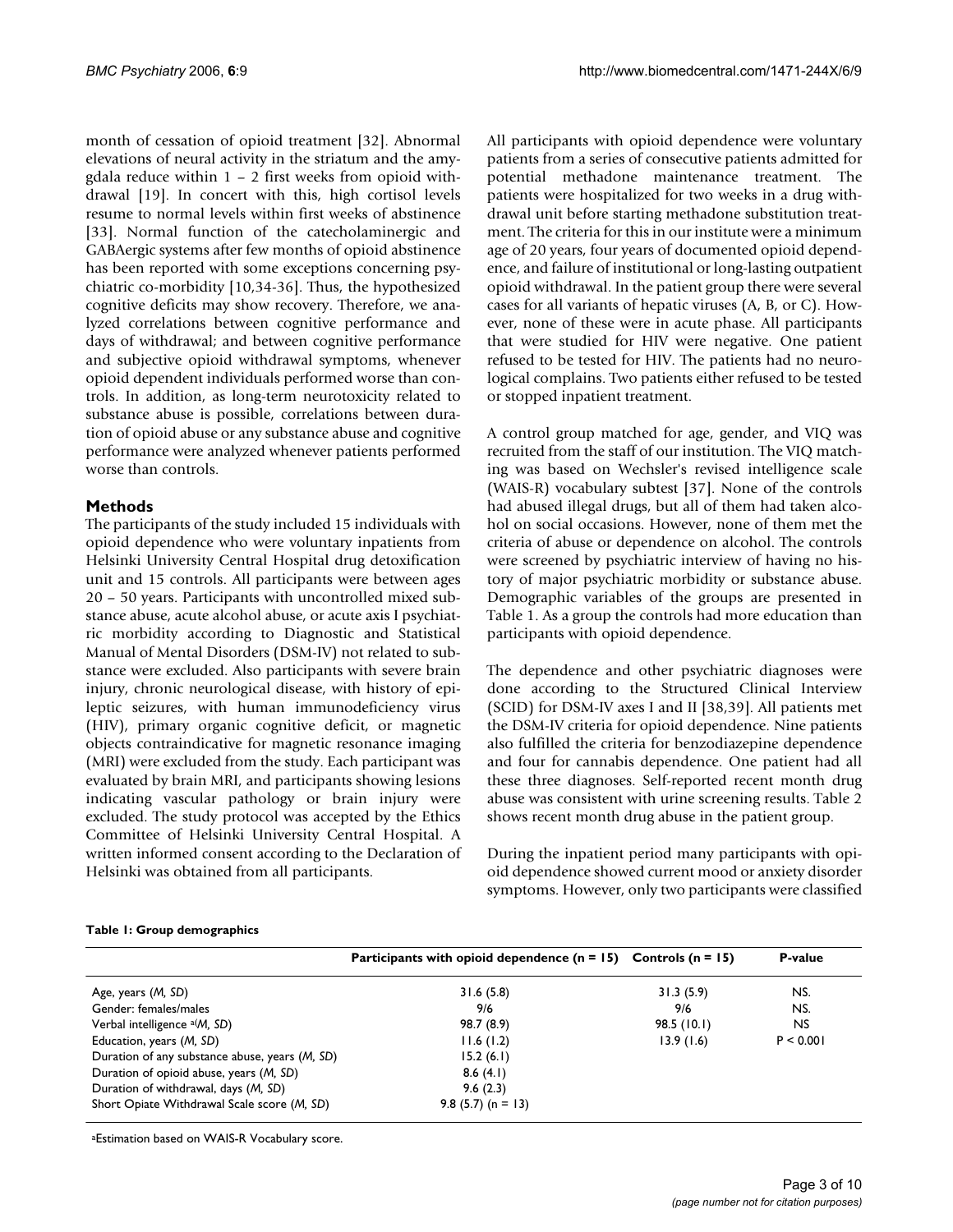month of cessation of opioid treatment [32]. Abnormal elevations of neural activity in the striatum and the amygdala reduce within 1 – 2 first weeks from opioid withdrawal [19]. In concert with this, high cortisol levels resume to normal levels within first weeks of abstinence [33]. Normal function of the catecholaminergic and GABAergic systems after few months of opioid abstinence has been reported with some exceptions concerning psychiatric co-morbidity [10,34-36]. Thus, the hypothesized cognitive deficits may show recovery. Therefore, we analyzed correlations between cognitive performance and days of withdrawal; and between cognitive performance and subjective opioid withdrawal symptoms, whenever opioid dependent individuals performed worse than controls. In addition, as long-term neurotoxicity related to substance abuse is possible, correlations between duration of opioid abuse or any substance abuse and cognitive performance were analyzed whenever patients performed worse than controls.

## Methods

The participants of the study included 15 individuals with opioid dependence who were voluntary inpatients from Helsinki University Central Hospital drug detoxification unit and 15 controls. All participants were between ages 20 – 50 years. Participants with uncontrolled mixed substance abuse, acute alcohol abuse, or acute axis I psychiatric morbidity according to Diagnostic and Statistical Manual of Mental Disorders (DSM-IV) not related to substance were excluded. Also participants with severe brain injury, chronic neurological disease, with history of epileptic seizures, with human immunodeficiency virus (HIV), primary organic cognitive deficit, or magnetic objects contraindicative for magnetic resonance imaging (MRI) were excluded from the study. Each participant was evaluated by brain MRI, and participants showing lesions indicating vascular pathology or brain injury were excluded. The study protocol was accepted by the Ethics Committee of Helsinki University Central Hospital. A written informed consent according to the Declaration of Helsinki was obtained from all participants.

All participants with opioid dependence were voluntary patients from a series of consecutive patients admitted for potential methadone maintenance treatment. The patients were hospitalized for two weeks in a drug withdrawal unit before starting methadone substitution treatment. The criteria for this in our institute were a minimum age of 20 years, four years of documented opioid dependence, and failure of institutional or long-lasting outpatient opioid withdrawal. In the patient group there were several cases for all variants of hepatic viruses (A, B, or C). However, none of these were in acute phase. All participants that were studied for HIV were negative. One patient refused to be tested for HIV. The patients had no neurological complains. Two patients either refused to be tested or stopped inpatient treatment.

A control group matched for age, gender, and VIQ was recruited from the staff of our institution. The VIQ matching was based on Wechsler's revised intelligence scale (WAIS-R) vocabulary subtest [37]. None of the controls had abused illegal drugs, but all of them had taken alcohol on social occasions. However, none of them met the criteria of abuse or dependence on alcohol. The controls were screened by psychiatric interview of having no history of major psychiatric morbidity or substance abuse. Demographic variables of the groups are presented in Table 1. As a group the controls had more education than participants with opioid dependence.

The dependence and other psychiatric diagnoses were done according to the Structured Clinical Interview (SCID) for DSM-IV axes I and II [38,39]. All patients met the DSM-IV criteria for opioid dependence. Nine patients also fulfilled the criteria for benzodiazepine dependence and four for cannabis dependence. One patient had all these three diagnoses. Self-reported recent month drug abuse was consistent with urine screening results. Table 2 shows recent month drug abuse in the patient group.

During the inpatient period many participants with opioid dependence showed current mood or anxiety disorder symptoms. However, only two participants were classified

**Table 1: Group demographics**

| | Participants with opioid dependence (n = 15) | Controls (n = 15) | P-value |
|---|---|---|---|
| Age, years (*M, SD*) | 31.6 (5.8) | 31.3 (5.9) | NS. |
| Gender: females/males | 9/6 | 9/6 | NS. |
| Verbal intelligence [a](*M, SD*) | 98.7 (8.9) | 98.5 (10.1) | NS |
| Education, years (*M, SD*) | 11.6 (1.2) | 13.9 (1.6) | P < 0.001 |
| Duration of any substance abuse, years (*M, SD*) | 15.2 (6.1) | | |
| Duration of opioid abuse, years (*M, SD*) | 8.6 (4.1) | | |
| Duration of withdrawal, days (*M, SD*) | 9.6 (2.3) | | |
| Short Opiate Withdrawal Scale score (*M, SD*) | 9.8 (5.7) (n = 13) | | |

[a]Estimation based on WAIS-R Vocabulary score.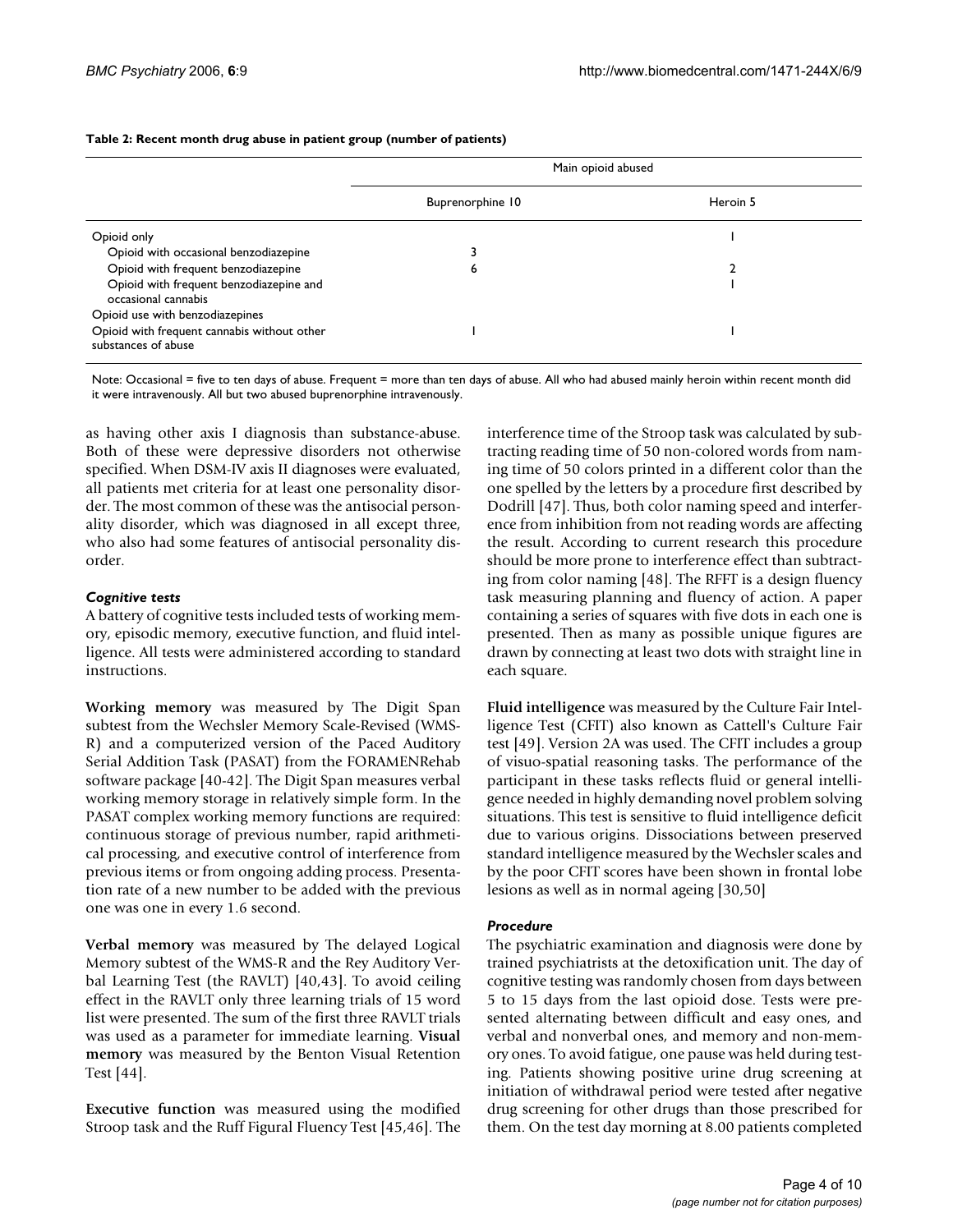**Table 2: Recent month drug abuse in patient group (number of patients)**

| | Main opioid abused | |
|---|---|---|
| | Buprenorphine 10 | Heroin 5 |
| Opioid only | | 1 |
| Opioid with occasional benzodiazepine | 3 | |
| Opioid with frequent benzodiazepine | 6 | 2 |
| Opioid with frequent benzodiazepine and occasional cannabis | | 1 |
| Opioid use with benzodiazepines | | |
| Opioid with frequent cannabis without other substances of abuse | 1 | 1 |

Note: Occasional = five to ten days of abuse. Frequent = more than ten days of abuse. All who had abused mainly heroin within recent month did it were intravenously. All but two abused buprenorphine intravenously.

as having other axis I diagnosis than substance-abuse. Both of these were depressive disorders not otherwise specified. When DSM-IV axis II diagnoses were evaluated, all patients met criteria for at least one personality disorder. The most common of these was the antisocial personality disorder, which was diagnosed in all except three, who also had some features of antisocial personality disorder.

### *Cognitive tests*

A battery of cognitive tests included tests of working memory, episodic memory, executive function, and fluid intelligence. All tests were administered according to standard instructions.

**Working memory** was measured by The Digit Span subtest from the Wechsler Memory Scale-Revised (WMS-R) and a computerized version of the Paced Auditory Serial Addition Task (PASAT) from the FORAMENRehab software package [40-42]. The Digit Span measures verbal working memory storage in relatively simple form. In the PASAT complex working memory functions are required: continuous storage of previous number, rapid arithmetical processing, and executive control of interference from previous items or from ongoing adding process. Presentation rate of a new number to be added with the previous one was one in every 1.6 second.

**Verbal memory** was measured by The delayed Logical Memory subtest of the WMS-R and the Rey Auditory Verbal Learning Test (the RAVLT) [40,43]. To avoid ceiling effect in the RAVLT only three learning trials of 15 word list were presented. The sum of the first three RAVLT trials was used as a parameter for immediate learning. **Visual memory** was measured by the Benton Visual Retention Test [44].

**Executive function** was measured using the modified Stroop task and the Ruff Figural Fluency Test [45,46]. The interference time of the Stroop task was calculated by subtracting reading time of 50 non-colored words from naming time of 50 colors printed in a different color than the one spelled by the letters by a procedure first described by Dodrill [47]. Thus, both color naming speed and interference from inhibition from not reading words are affecting the result. According to current research this procedure should be more prone to interference effect than subtracting from color naming [48]. The RFFT is a design fluency task measuring planning and fluency of action. A paper containing a series of squares with five dots in each one is presented. Then as many as possible unique figures are drawn by connecting at least two dots with straight line in each square.

**Fluid intelligence** was measured by the Culture Fair Intelligence Test (CFIT) also known as Cattell's Culture Fair test [49]. Version 2A was used. The CFIT includes a group of visuo-spatial reasoning tasks. The performance of the participant in these tasks reflects fluid or general intelligence needed in highly demanding novel problem solving situations. This test is sensitive to fluid intelligence deficit due to various origins. Dissociations between preserved standard intelligence measured by the Wechsler scales and by the poor CFIT scores have been shown in frontal lobe lesions as well as in normal ageing [30,50]

### *Procedure*

The psychiatric examination and diagnosis were done by trained psychiatrists at the detoxification unit. The day of cognitive testing was randomly chosen from days between 5 to 15 days from the last opioid dose. Tests were presented alternating between difficult and easy ones, and verbal and nonverbal ones, and memory and non-memory ones. To avoid fatigue, one pause was held during testing. Patients showing positive urine drug screening at initiation of withdrawal period were tested after negative drug screening for other drugs than those prescribed for them. On the test day morning at 8.00 patients completed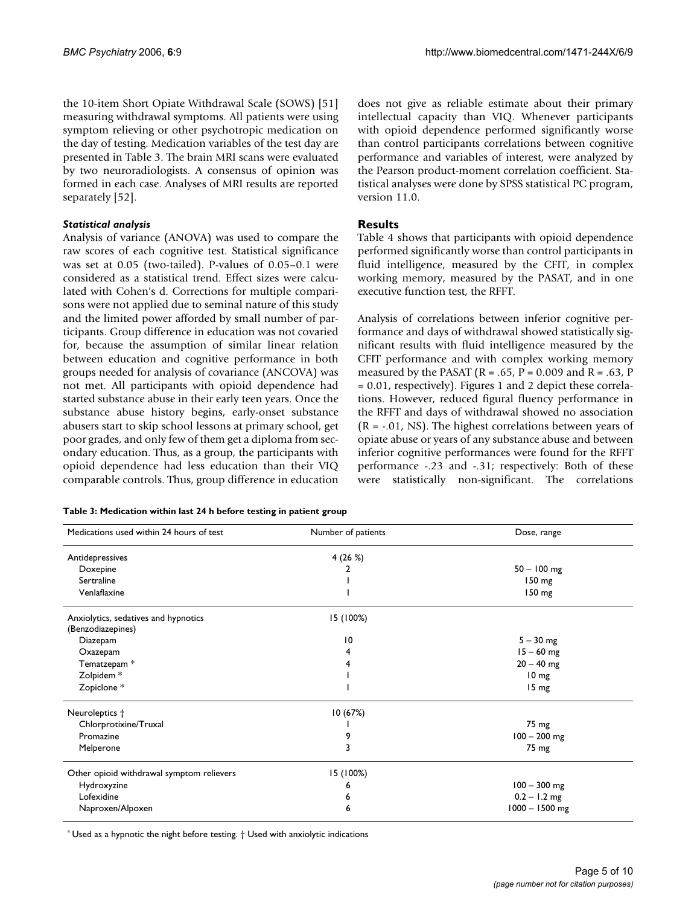the 10-item Short Opiate Withdrawal Scale (SOWS) [51] measuring withdrawal symptoms. All patients were using symptom relieving or other psychotropic medication on the day of testing. Medication variables of the test day are presented in Table 3. The brain MRI scans were evaluated by two neuroradiologists. A consensus of opinion was formed in each case. Analyses of MRI results are reported separately [52].

### *Statistical analysis*

Analysis of variance (ANOVA) was used to compare the raw scores of each cognitive test. Statistical significance was set at 0.05 (two-tailed). P-values of 0.05–0.1 were considered as a statistical trend. Effect sizes were calculated with Cohen's d. Corrections for multiple comparisons were not applied due to seminal nature of this study and the limited power afforded by small number of participants. Group difference in education was not covaried for, because the assumption of similar linear relation between education and cognitive performance in both groups needed for analysis of covariance (ANCOVA) was not met. All participants with opioid dependence had started substance abuse in their early teen years. Once the substance abuse history begins, early-onset substance abusers start to skip school lessons at primary school, get poor grades, and only few of them get a diploma from secondary education. Thus, as a group, the participants with opioid dependence had less education than their VIQ comparable controls. Thus, group difference in education does not give as reliable estimate about their primary intellectual capacity than VIQ. Whenever participants with opioid dependence performed significantly worse than control participants correlations between cognitive performance and variables of interest, were analyzed by the Pearson product-moment correlation coefficient. Statistical analyses were done by SPSS statistical PC program, version 11.0.

## Results

Table 4 shows that participants with opioid dependence performed significantly worse than control participants in fluid intelligence, measured by the CFIT, in complex working memory, measured by the PASAT, and in one executive function test, the RFFT.

Analysis of correlations between inferior cognitive performance and days of withdrawal showed statistically significant results with fluid intelligence measured by the CFIT performance and with complex working memory measured by the PASAT ($R = .65$, $P = 0.009$ and $R = .63$, $P = 0.01$, respectively). Figures 1 and 2 depict these correlations. However, reduced figural fluency performance in the RFFT and days of withdrawal showed no association ($R = -.01$, NS). The highest correlations between years of opiate abuse or years of any substance abuse and between inferior cognitive performances were found for the RFFT performance -.23 and -.31; respectively: Both of these were statistically non-significant. The correlations

**Table 3: Medication within last 24 h before testing in patient group**

| Medications used within 24 hours of test | Number of patients | Dose, range |
|---|---|---|
| Antidepressives | 4 (26 %) | |
| Doxepine | 2 | 50 – 100 mg |
| Sertraline | 1 | 150 mg |
| Venlaflaxine | 1 | 150 mg |
| Anxiolytics, sedatives and hypnotics (Benzodiazepines) | 15 (100%) | |
| Diazepam | 10 | 5 – 30 mg |
| Oxazepam | 4 | 15 – 60 mg |
| Tematzepam * | 4 | 20 – 40 mg |
| Zolpidem * | 1 | 10 mg |
| Zopiclone * | 1 | 15 mg |
| Neuroleptics † | 10 (67%) | |
| Chlorprotixine/Truxal | 1 | 75 mg |
| Promazine | 9 | 100 – 200 mg |
| Melperone | 3 | 75 mg |
| Other opioid withdrawal symptom relievers | 15 (100%) | |
| Hydroxyzine | 6 | 100 – 300 mg |
| Lofexidine | 6 | 0.2 – 1.2 mg |
| Naproxen/Alpoxen | 6 | 1000 – 1500 mg |

* Used as a hypnotic the night before testing. † Used with anxiolytic indications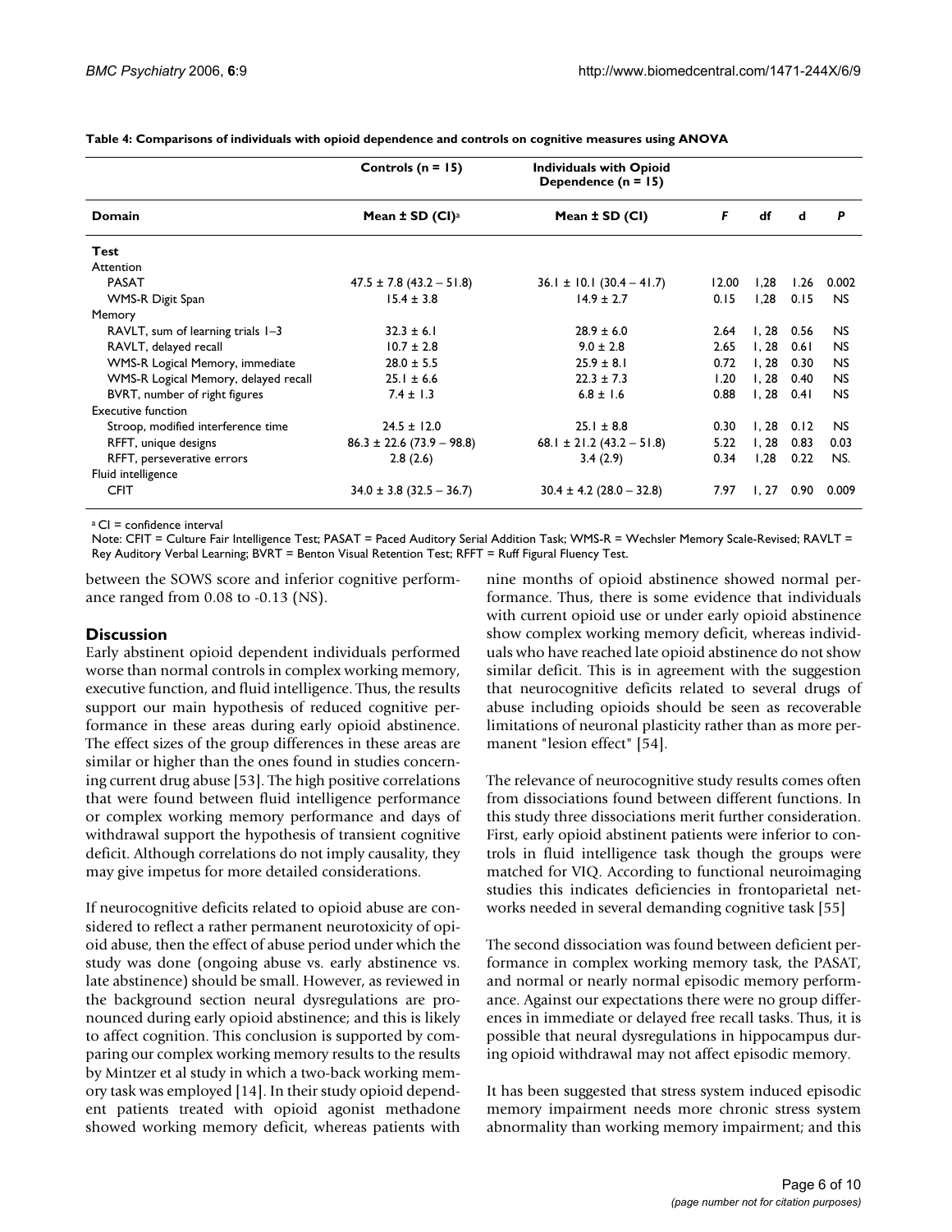**Table 4: Comparisons of individuals with opioid dependence and controls on cognitive measures using ANOVA**

| | Controls (n = 15) | Individuals with Opioid Dependence (n = 15) | | | | |
|---|---|---|---|---|---|---|
| **Domain** | **Mean ± SD (CI)**[a] | **Mean ± SD (CI)** | ***F*** | **df** | **d** | ***P*** |
| **Test** | | | | | | |
| Attention | | | | | | |
| PASAT | 47.5 ± 7.8 (43.2 – 51.8) | 36.1 ± 10.1 (30.4 – 41.7) | 12.00 | 1,28 | 1.26 | 0.002 |
| WMS-R Digit Span | 15.4 ± 3.8 | 14.9 ± 2.7 | 0.15 | 1,28 | 0.15 | NS |
| Memory | | | | | | |
| RAVLT, sum of learning trials 1–3 | 32.3 ± 6.1 | 28.9 ± 6.0 | 2.64 | 1, 28 | 0.56 | NS |
| RAVLT, delayed recall | 10.7 ± 2.8 | 9.0 ± 2.8 | 2.65 | 1, 28 | 0.61 | NS |
| WMS-R Logical Memory, immediate | 28.0 ± 5.5 | 25.9 ± 8.1 | 0.72 | 1, 28 | 0.30 | NS |
| WMS-R Logical Memory, delayed recall | 25.1 ± 6.6 | 22.3 ± 7.3 | 1.20 | 1, 28 | 0.40 | NS |
| BVRT, number of right figures | 7.4 ± 1.3 | 6.8 ± 1.6 | 0.88 | 1, 28 | 0.41 | NS |
| Executive function | | | | | | |
| Stroop, modified interference time | 24.5 ± 12.0 | 25.1 ± 8.8 | 0.30 | 1, 28 | 0.12 | NS |
| RFFT, unique designs | 86.3 ± 22.6 (73.9 – 98.8) | 68.1 ± 21.2 (43.2 – 51.8) | 5.22 | 1, 28 | 0.83 | 0.03 |
| RFFT, perseverative errors | 2.8 (2.6) | 3.4 (2.9) | 0.34 | 1,28 | 0.22 | NS. |
| Fluid intelligence | | | | | | |
| CFIT | 34.0 ± 3.8 (32.5 – 36.7) | 30.4 ± 4.2 (28.0 – 32.8) | 7.97 | 1, 27 | 0.90 | 0.009 |

[a] CI = confidence interval

Note: CFIT = Culture Fair Intelligence Test; PASAT = Paced Auditory Serial Addition Task; WMS-R = Wechsler Memory Scale-Revised; RAVLT = Rey Auditory Verbal Learning; BVRT = Benton Visual Retention Test; RFFT = Ruff Figural Fluency Test.

between the SOWS score and inferior cognitive performance ranged from 0.08 to -0.13 (NS).

## Discussion

Early abstinent opioid dependent individuals performed worse than normal controls in complex working memory, executive function, and fluid intelligence. Thus, the results support our main hypothesis of reduced cognitive performance in these areas during early opioid abstinence. The effect sizes of the group differences in these areas are similar or higher than the ones found in studies concerning current drug abuse [53]. The high positive correlations that were found between fluid intelligence performance or complex working memory performance and days of withdrawal support the hypothesis of transient cognitive deficit. Although correlations do not imply causality, they may give impetus for more detailed considerations.

If neurocognitive deficits related to opioid abuse are considered to reflect a rather permanent neurotoxicity of opioid abuse, then the effect of abuse period under which the study was done (ongoing abuse vs. early abstinence vs. late abstinence) should be small. However, as reviewed in the background section neural dysregulations are pronounced during early opioid abstinence; and this is likely to affect cognition. This conclusion is supported by comparing our complex working memory results to the results by Mintzer et al study in which a two-back working memory task was employed [14]. In their study opioid dependent patients treated with opioid agonist methadone showed working memory deficit, whereas patients with nine months of opioid abstinence showed normal performance. Thus, there is some evidence that individuals with current opioid use or under early opioid abstinence show complex working memory deficit, whereas individuals who have reached late opioid abstinence do not show similar deficit. This is in agreement with the suggestion that neurocognitive deficits related to several drugs of abuse including opioids should be seen as recoverable limitations of neuronal plasticity rather than as more permanent "lesion effect" [54].

The relevance of neurocognitive study results comes often from dissociations found between different functions. In this study three dissociations merit further consideration. First, early opioid abstinent patients were inferior to controls in fluid intelligence task though the groups were matched for VIQ. According to functional neuroimaging studies this indicates deficiencies in frontoparietal networks needed in several demanding cognitive task [55]

The second dissociation was found between deficient performance in complex working memory task, the PASAT, and normal or nearly normal episodic memory performance. Against our expectations there were no group differences in immediate or delayed free recall tasks. Thus, it is possible that neural dysregulations in hippocampus during opioid withdrawal may not affect episodic memory.

It has been suggested that stress system induced episodic memory impairment needs more chronic stress system abnormality than working memory impairment; and this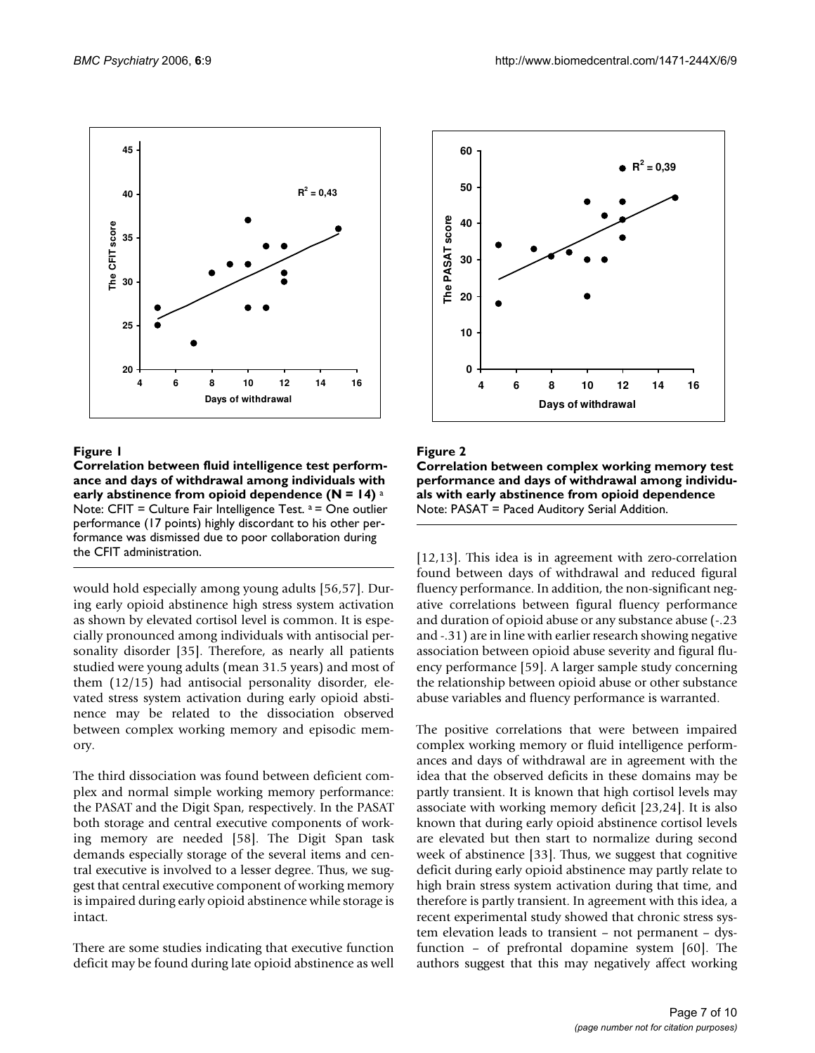**Figure 1**

**Correlation between fluid intelligence test performance and days of withdrawal among individuals with early abstinence from opioid dependence (N = 14)** [a]
Note: CFIT = Culture Fair Intelligence Test. [a] = One outlier performance (17 points) highly discordant to his other performance was dismissed due to poor collaboration during the CFIT administration.

**Figure 2**

**Correlation between complex working memory test performance and days of withdrawal among individuals with early abstinence from opioid dependence**
Note: PASAT = Paced Auditory Serial Addition.

would hold especially among young adults [56,57]. During early opioid abstinence high stress system activation as shown by elevated cortisol level is common. It is especially pronounced among individuals with antisocial personality disorder [35]. Therefore, as nearly all patients studied were young adults (mean 31.5 years) and most of them (12/15) had antisocial personality disorder, elevated stress system activation during early opioid abstinence may be related to the dissociation observed between complex working memory and episodic memory.

The third dissociation was found between deficient complex and normal simple working memory performance: the PASAT and the Digit Span, respectively. In the PASAT both storage and central executive components of working memory are needed [58]. The Digit Span task demands especially storage of the several items and central executive is involved to a lesser degree. Thus, we suggest that central executive component of working memory is impaired during early opioid abstinence while storage is intact.

There are some studies indicating that executive function deficit may be found during late opioid abstinence as well [12,13]. This idea is in agreement with zero-correlation found between days of withdrawal and reduced figural fluency performance. In addition, the non-significant negative correlations between figural fluency performance and duration of opioid abuse or any substance abuse (-.23 and -.31) are in line with earlier research showing negative association between opioid abuse severity and figural fluency performance [59]. A larger sample study concerning the relationship between opioid abuse or other substance abuse variables and fluency performance is warranted.

The positive correlations that were between impaired complex working memory or fluid intelligence performances and days of withdrawal are in agreement with the idea that the observed deficits in these domains may be partly transient. It is known that high cortisol levels may associate with working memory deficit [23,24]. It is also known that during early opioid abstinence cortisol levels are elevated but then start to normalize during second week of abstinence [33]. Thus, we suggest that cognitive deficit during early opioid abstinence may partly relate to high brain stress system activation during that time, and therefore is partly transient. In agreement with this idea, a recent experimental study showed that chronic stress system elevation leads to transient – not permanent – dysfunction – of prefrontal dopamine system [60]. The authors suggest that this may negatively affect working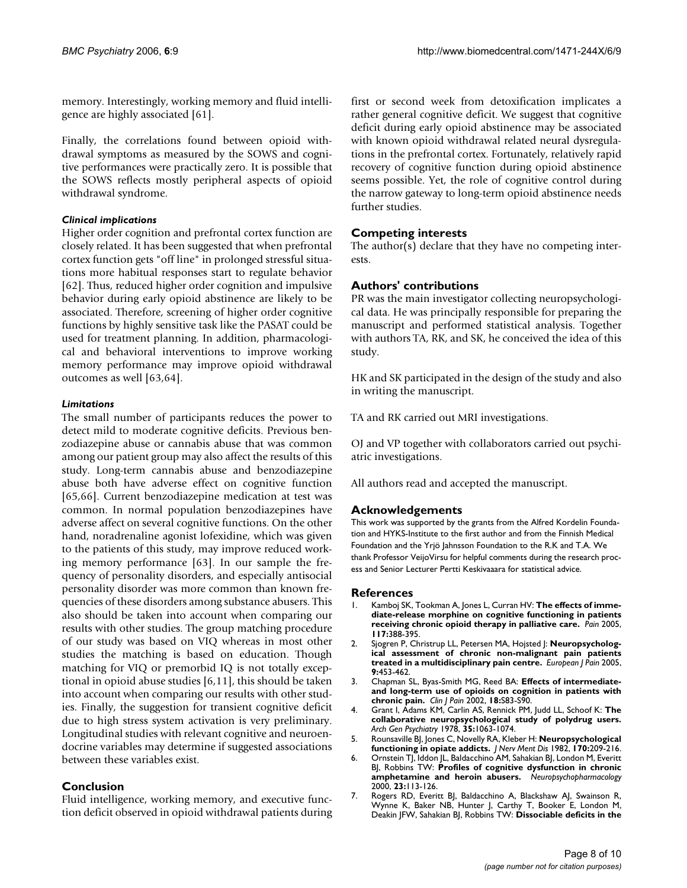memory. Interestingly, working memory and fluid intelligence are highly associated [61].

Finally, the correlations found between opioid withdrawal symptoms as measured by the SOWS and cognitive performances were practically zero. It is possible that the SOWS reflects mostly peripheral aspects of opioid withdrawal syndrome.

### *Clinical implications*

Higher order cognition and prefrontal cortex function are closely related. It has been suggested that when prefrontal cortex function gets "off line" in prolonged stressful situations more habitual responses start to regulate behavior [62]. Thus, reduced higher order cognition and impulsive behavior during early opioid abstinence are likely to be associated. Therefore, screening of higher order cognitive functions by highly sensitive task like the PASAT could be used for treatment planning. In addition, pharmacological and behavioral interventions to improve working memory performance may improve opioid withdrawal outcomes as well [63,64].

### *Limitations*

The small number of participants reduces the power to detect mild to moderate cognitive deficits. Previous benzodiazepine abuse or cannabis abuse that was common among our patient group may also affect the results of this study. Long-term cannabis abuse and benzodiazepine abuse both have adverse effect on cognitive function [65,66]. Current benzodiazepine medication at test was common. In normal population benzodiazepines have adverse affect on several cognitive functions. On the other hand, noradrenaline agonist lofexidine, which was given to the patients of this study, may improve reduced working memory performance [63]. In our sample the frequency of personality disorders, and especially antisocial personality disorder was more common than known frequencies of these disorders among substance abusers. This also should be taken into account when comparing our results with other studies. The group matching procedure of our study was based on VIQ whereas in most other studies the matching is based on education. Though matching for VIQ or premorbid IQ is not totally exceptional in opioid abuse studies [6,11], this should be taken into account when comparing our results with other studies. Finally, the suggestion for transient cognitive deficit due to high stress system activation is very preliminary. Longitudinal studies with relevant cognitive and neuroendocrine variables may determine if suggested associations between these variables exist.

## Conclusion

Fluid intelligence, working memory, and executive function deficit observed in opioid withdrawal patients during first or second week from detoxification implicates a rather general cognitive deficit. We suggest that cognitive deficit during early opioid abstinence may be associated with known opioid withdrawal related neural dysregulations in the prefrontal cortex. Fortunately, relatively rapid recovery of cognitive function during opioid abstinence seems possible. Yet, the role of cognitive control during the narrow gateway to long-term opioid abstinence needs further studies.

## Competing interests

The author(s) declare that they have no competing interests.

## Authors' contributions

PR was the main investigator collecting neuropsychological data. He was principally responsible for preparing the manuscript and performed statistical analysis. Together with authors TA, RK, and SK, he conceived the idea of this study.

HK and SK participated in the design of the study and also in writing the manuscript.

TA and RK carried out MRI investigations.

OJ and VP together with collaborators carried out psychiatric investigations.

All authors read and accepted the manuscript.

## Acknowledgements

This work was supported by the grants from the Alfred Kordelin Foundation and HYKS-Institute to the first author and from the Finnish Medical Foundation and the Yrjö Jahnsson Foundation to the R.K and T.A. We thank Professor VeijoVirsu for helpful comments during the research process and Senior Lecturer Pertti Keskivaaara for statistical advice.

## References

1. Kamboj SK, Tookman A, Jones L, Curran HV: **The effects of immediate-release morphine on cognitive functioning in patients receiving chronic opioid therapy in palliative care.** *Pain* 2005, **117:**388-395.
2. Sjogren P, Christrup LL, Petersen MA, Hojsted J: **Neuropsychological assessment of chronic non-malignant pain patients treated in a multidisciplinary pain centre.** *European J Pain* 2005, **9:**453-462.
3. Chapman SL, Byas-Smith MG, Reed BA: **Effects of intermediate- and long-term use of opioids on cognition in patients with chronic pain.** *Clin J Pain* 2002, **18:**S83-S90.
4. Grant I, Adams KM, Carlin AS, Rennick PM, Judd LL, Schoof K: **The collaborative neuropsychological study of polydrug users.** *Arch Gen Psychiatry* 1978, **35:**1063-1074.
5. Rounsaville BJ, Jones C, Novelly RA, Kleber H: **Neuropsychological functioning in opiate addicts.** *J Nerv Ment Dis* 1982, **170:**209-216.
6. Ornstein TJ, Iddon JL, Baldacchino AM, Sahakian BJ, London M, Everitt BJ, Robbins TW: **Profiles of cognitive dysfunction in chronic amphetamine and heroin abusers.** *Neuropsychopharmacology* 2000, **23:**113-126.
7. Rogers RD, Everitt BJ, Baldacchino A, Blackshaw AJ, Swainson R, Wynne K, Baker NB, Hunter J, Carthy T, Booker E, London M, Deakin JFW, Sahakian BJ, Robbins TW: **Dissociable deficits in the**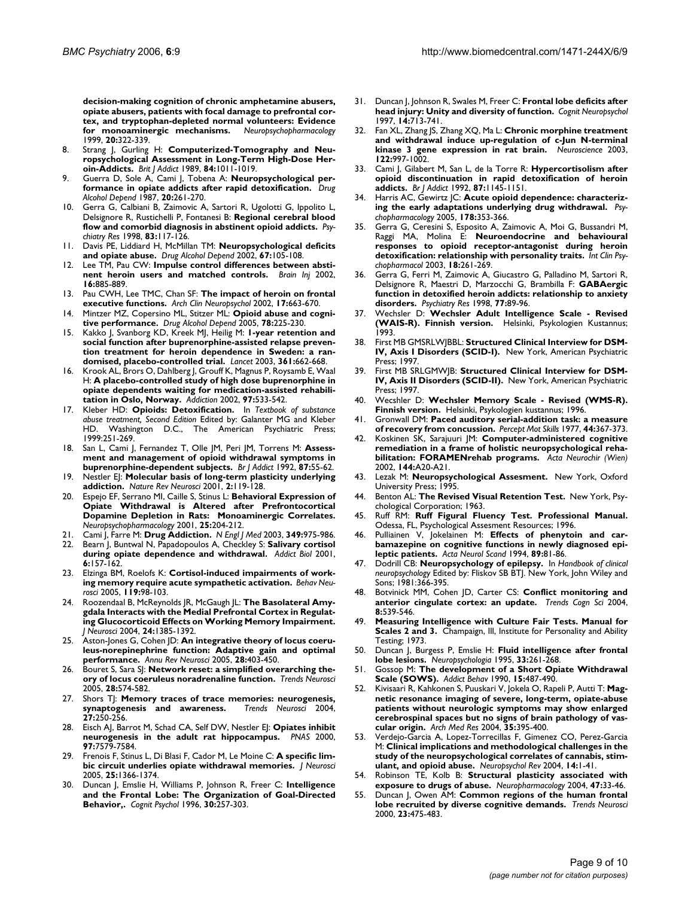decision-making cognition of chronic amphetamine abusers, opiate abusers, patients with focal damage to prefrontal cortex, and tryptophan-depleted normal volunteers: Evidence for monoaminergic mechanisms.** *Neuropsychopharmacology* 1999, **20**:322-339.

8. Strang J, Gurling H: **Computerized-Tomography and Neuropsychological Assessment in Long-Term High-Dose Heroin-Addicts.** *Brit J Addict* 1989, **84**:1011-1019.
9. Guerra D, Sole A, Cami J, Tobena A: **Neuropsychological performance in opiate addicts after rapid detoxification.** *Drug Alcohol Depend* 1987, **20**:261-270.
10. Gerra G, Calbiani B, Zaimovic A, Sartori R, Ugolotti G, Ippolito L, Delsignore R, Rustichelli P, Fontanesi B: **Regional cerebral blood flow and comorbid diagnosis in abstinent opioid addicts.** *Psychiatry Res* 1998, **83**:117-126.
11. Davis PE, Liddiard H, McMillan TM: **Neuropsychological deficits and opiate abuse.** *Drug Alcohol Depend* 2002, **67**:105-108.
12. Lee TM, Pau CW: **Impulse control differences between abstinent heroin users and matched controls.** *Brain Inj* 2002, **16**:885-889.
13. Pau CWH, Lee TMC, Chan SF: **The impact of heroin on frontal executive functions.** *Arch Clin Neuropsychol* 2002, **17**:663-670.
14. Mintzer MZ, Copersino ML, Stitzer ML: **Opioid abuse and cognitive performance.** *Drug Alcohol Depend* 2005, **78**:225-230.
15. Kakko J, Svanborg KD, Kreek MJ, Heilig M: **1-year retention and social function after buprenorphine-assisted relapse prevention treatment for heroin dependence in Sweden: a randomised, placebo-controlled trial.** *Lancet* 2003, **361**:662-668.
16. Krook AL, Brors O, Dahlberg J, Grouff K, Magnus P, Roysamb E, Waal H: **A placebo-controlled study of high dose buprenorphine in opiate dependents waiting for medication-assisted rehabilitation in Oslo, Norway.** *Addiction* 2002, **97**:533-542.
17. Kleber HD: **Opioids: Detoxification.** In *Textbook of substance abuse treatment, Second Edition* Edited by: Galanter MG and Kleber HD. Washington D.C., The American Psychiatric Press; 1999:251-269.
18. San L, Cami J, Fernandez T, Olle JM, Peri JM, Torrens M: **Assessment and management of opioid withdrawal symptoms in buprenorphine-dependent subjects.** *Br J Addict* 1992, **87**:55-62.
19. Nestler EJ: **Molecular basis of long-term plasticity underlying addiction.** *Nature Rev Neurosci* 2001, **2**:119-128.
20. Espejo EF, Serrano MI, Caille S, Stinus L: **Behavioral Expression of Opiate Withdrawal is Altered after Prefrontocortical Dopamine Depletion in Rats: Monoaminergic Correlates.** *Neuropsychopharmacology* 2001, **25**:204-212.
21. Cami J, Farre M: **Drug Addiction.** *N Engl J Med* 2003, **349**:975-986.
22. Bearn J, Buntwal N, Papadopoulos A, Checkley S: **Salivary cortisol during opiate dependence and withdrawal.** *Addict Biol* 2001, **6**:157-162.
23. Elzinga BM, Roelofs K: **Cortisol-induced impairments of working memory require acute sympathetic activation.** *Behav Neurosci* 2005, **119**:98-103.
24. Roozendaal B, McReynolds JR, McGaugh JL: **The Basolateral Amygdala Interacts with the Medial Prefrontal Cortex in Regulating Glucocorticoid Effects on Working Memory Impairment.** *J Neurosci* 2004, **24**:1385-1392.
25. Aston-Jones G, Cohen JD: **An integrative theory of locus coeruleus-norepinephrine function: Adaptive gain and optimal performance.** *Annu Rev Neurosci* 2005, **28**:403-450.
26. Bouret S, Sara SJ: **Network reset: a simplified overarching theory of locus coeruleus noradrenaline function.** *Trends Neurosci* 2005, **28**:574-582.
27. Shors TJ: **Memory traces of trace memories: neurogenesis, synaptogenesis and awareness.** *Trends Neurosci* 2004, **27**:250-256.
28. Eisch AJ, Barrot M, Schad CA, Self DW, Nestler EJ: **Opiates inhibit neurogenesis in the adult rat hippocampus.** *PNAS* 2000, **97**:7579-7584.
29. Frenois F, Stinus L, Di Blasi F, Cador M, Le Moine C: **A specific limbic circuit underlies opiate withdrawal memories.** *J Neurosci* 2005, **25**:1366-1374.
30. Duncan J, Emslie H, Williams P, Johnson R, Freer C: **Intelligence and the Frontal Lobe: The Organization of Goal-Directed Behavior,.** *Cognit Psychol* 1996, **30**:257-303.
31. Duncan J, Johnson R, Swales M, Freer C: **Frontal lobe deficits after head injury: Unity and diversity of function.** *Cognit Neuropsychol* 1997, **14**:713-741.
32. Fan XL, Zhang JS, Zhang XQ, Ma L: **Chronic morphine treatment and withdrawal induce up-regulation of c-Jun N-terminal kinase 3 gene expression in rat brain.** *Neuroscience* 2003, **122**:997-1002.
33. Cami J, Gilabert M, San L, de la Torre R: **Hypercortisolism after opioid discontinuation in rapid detoxification of heroin addicts.** *Br J Addict* 1992, **87**:1145-1151.
34. Harris AC, Gewirtz JC: **Acute opioid dependence: characterizing the early adaptations underlying drug withdrawal.** *Psychopharmacology* 2005, **178**:353-366.
35. Gerra G, Ceresini S, Esposito A, Zaimovic A, Moi G, Bussandri M, Raggi MA, Molina E: **Neuroendocrine and behavioural responses to opioid receptor-antagonist during heroin detoxification: relationship with personality traits.** *Int Clin Psychopharmacol* 2003, **18**:261-269.
36. Gerra G, Ferri M, Zaimovic A, Giucastro G, Palladino M, Sartori R, Delsignore R, Maestri D, Marzocchi G, Brambilla F: **GABAergic function in detoxified heroin addicts: relationship to anxiety disorders.** *Psychiatry Res* 1998, **77**:89-96.
37. Wechsler D: **Wechsler Adult Intelligence Scale - Revised (WAIS-R). Finnish version.** Helsinki, Psykologien Kustannus; 1993.
38. First MB GMSRLWJBBL: **Structured Clinical Interview for DSM-IV, Axis I Disorders (SCID-I).** New York, American Psychiatric Press; 1997.
39. First MB SRLGMWJB: **Structured Clinical Interview for DSM-IV, Axis II Disorders (SCID-II).** New York, American Psychiatric Press; 1997.
40. Wecshler D: **Wechsler Memory Scale - Revised (WMS-R). Finnish version.** Helsinki, Psykologien kustannus; 1996.
41. Gronwall DM: **Paced auditory serial-addition task: a measure of recovery from concussion.** *Percept Mot Skills* 1977, **44**:367-373.
42. Koskinen SK, Sarajuuri JM: **Computer-administered cognitive remediation in a frame of holistic neuropsychological rehabilitation: FORAMENrehab programs.** *Acta Neurochir (Wien)* 2002, **144**:A20-A21.
43. Lezak M: **Neuropsychological Assesment.** New York, Oxford University Press; 1995.
44. Benton AL: **The Revised Visual Retention Test.** New York, Psychological Corporation; 1963.
45. Ruff RM: **Ruff Figural Fluency Test. Professional Manual.** Odessa, FL, Psychological Assesment Resources; 1996.
46. Pulliainen V, Jokelainen M: **Effects of phenytoin and carbamazepine on cognitive functions in newly diagnosed epileptic patients.** *Acta Neurol Scand* 1994, **89**:81-86.
47. Dodrill CB: **Neuropsychology of epilepsy.** In *Handbook of clinical neuropsychology* Edited by: Fliskov SB BTJ. New York, John Wiley and Sons; 1981:366-395.
48. Botvinick MM, Cohen JD, Carter CS: **Conflict monitoring and anterior cingulate cortex: an update.** *Trends Cogn Sci* 2004, **8**:539-546.
49. **Measuring Intelligence with Culture Fair Tests. Manual for Scales 2 and 3.** Champaign, Ill, Institute for Personality and Ability Testing; 1973.
50. Duncan J, Burgess P, Emslie H: **Fluid intelligence after frontal lobe lesions.** *Neuropsychologia* 1995, **33**:261-268.
51. Gossop M: **The development of a Short Opiate Withdrawal Scale (SOWS).** *Addict Behav* 1990, **15**:487-490.
52. Kivisaari R, Kahkonen S, Puuskari V, Jokela O, Rapeli P, Autti T: **Magnetic resonance imaging of severe, long-term, opiate-abuse patients without neurologic symptoms may show enlarged cerebrospinal spaces but no signs of brain pathology of vascular origin.** *Arch Med Res* 2004, **35**:395-400.
53. Verdejo-Garcia A, Lopez-Torrecillas F, Gimenez CO, Perez-Garcia M: **Clinical implications and methodological challenges in the study of the neuropsychological correlates of cannabis, stimulant, and opioid abuse.** *Neuropsychol Rev* 2004, **14**:1-41.
54. Robinson TE, Kolb B: **Structural plasticity associated with exposure to drugs of abuse.** *Neuropharmacology* 2004, **47**:33-46.
55. Duncan J, Owen AM: **Common regions of the human frontal lobe recruited by diverse cognitive demands.** *Trends Neurosci* 2000, **23**:475-483.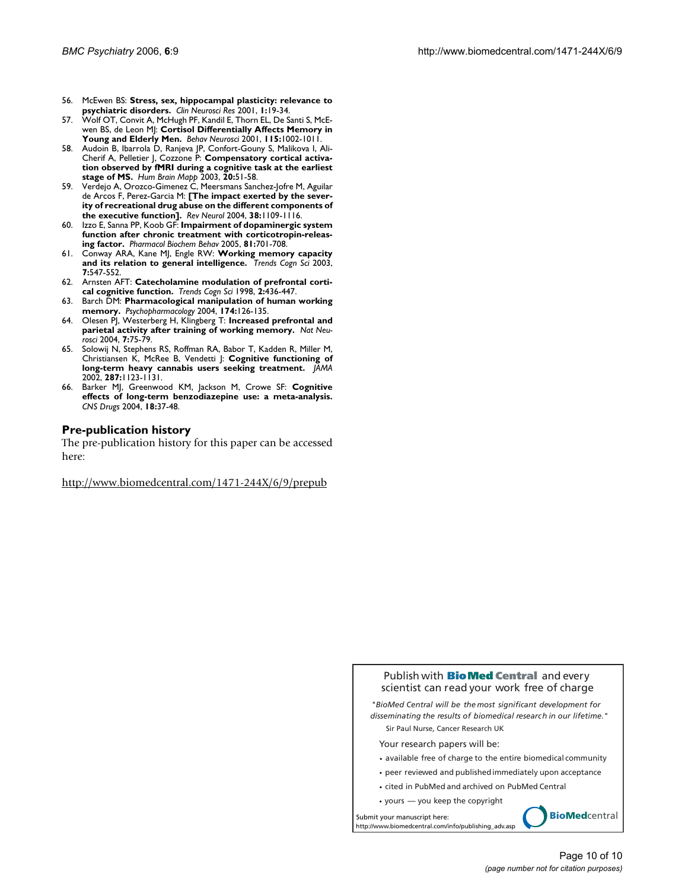56. McEwen BS: **Stress, sex, hippocampal plasticity: relevance to psychiatric disorders.** *Clin Neurosci Res* 2001, **1:**19-34.
57. Wolf OT, Convit A, McHugh PF, Kandil E, Thorn EL, De Santi S, McEwen BS, de Leon MJ: **Cortisol Differentially Affects Memory in Young and Elderly Men.** *Behav Neurosci* 2001, **115:**1002-1011.
58. Audoin B, Ibarrola D, Ranjeva JP, Confort-Gouny S, Malikova I, Ali-Cherif A, Pelletier J, Cozzone P: **Compensatory cortical activation observed by fMRI during a cognitive task at the earliest stage of MS.** *Hum Brain Mapp* 2003, **20:**51-58.
59. Verdejo A, Orozco-Gimenez C, Meersmans Sanchez-Jofre M, Aguilar de Arcos F, Perez-Garcia M: **[The impact exerted by the severity of recreational drug abuse on the different components of the executive function].** *Rev Neurol* 2004, **38:**1109-1116.
60. Izzo E, Sanna PP, Koob GF: **Impairment of dopaminergic system function after chronic treatment with corticotropin-releasing factor.** *Pharmacol Biochem Behav* 2005, **81:**701-708.
61. Conway ARA, Kane MJ, Engle RW: **Working memory capacity and its relation to general intelligence.** *Trends Cogn Sci* 2003, **7:**547-552.
62. Arnsten AFT: **Catecholamine modulation of prefrontal cortical cognitive function.** *Trends Cogn Sci* 1998, **2:**436-447.
63. Barch DM: **Pharmacological manipulation of human working memory.** *Psychopharmacology* 2004, **174:**126-135.
64. Olesen PJ, Westerberg H, Klingberg T: **Increased prefrontal and parietal activity after training of working memory.** *Nat Neurosci* 2004, **7:**75-79.
65. Solowij N, Stephens RS, Roffman RA, Babor T, Kadden R, Miller M, Christiansen K, McRee B, Vendetti J: **Cognitive functioning of long-term heavy cannabis users seeking treatment.** *JAMA* 2002, **287:**1123-1131.
66. Barker MJ, Greenwood KM, Jackson M, Crowe SF: **Cognitive effects of long-term benzodiazepine use: a meta-analysis.** *CNS Drugs* 2004, **18:**37-48.

## Pre-publication history

The pre-publication history for this paper can be accessed here:

http://www.biomedcentral.com/1471-244X/6/9/prepub

Publish with **BioMed Central** and every scientist can read your work free of charge

*"BioMed Central will be the most significant development for disseminating the results of biomedical research in our lifetime."*

Sir Paul Nurse, Cancer Research UK

Your research papers will be:

- available free of charge to the entire biomedical community
- peer reviewed and published immediately upon acceptance
- cited in PubMed and archived on PubMed Central
- yours — you keep the copyright

Submit your manuscript here:
http://www.biomedcentral.com/info/publishing_adv.asp

**BioMed**central